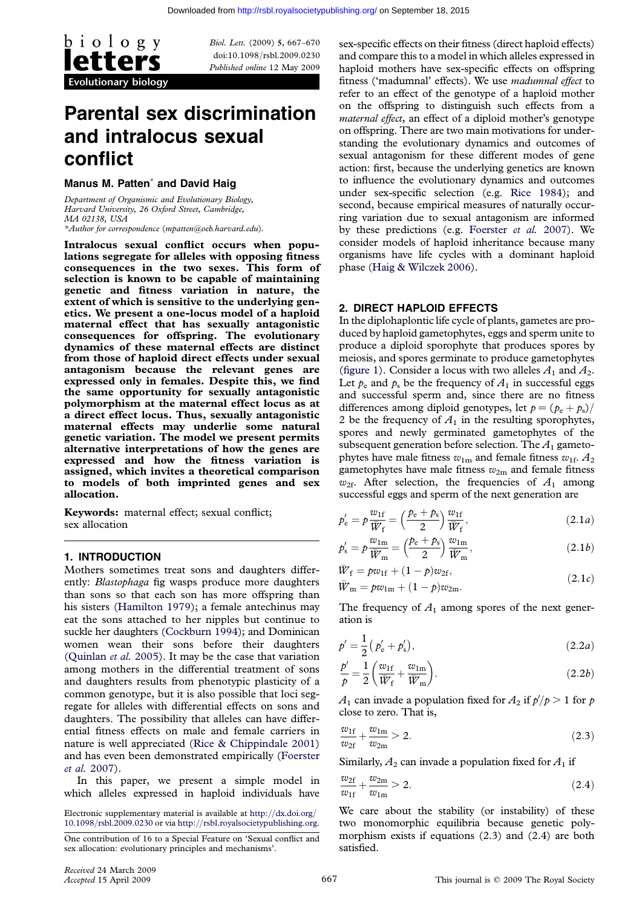Evolutionary biology

# Parental sex discrimination and intralocus sexual conflict

**Manus M. Patten*** **and David Haig**

*Department of Organismic and Evolutionary Biology, Harvard University, 26 Oxford Street, Cambridge, MA 02138, USA*
*Author for correspondence (mpatten@oeb.harvard.edu).

**Intralocus sexual conflict occurs when populations segregate for alleles with opposing fitness consequences in the two sexes. This form of selection is known to be capable of maintaining genetic and fitness variation in nature, the extent of which is sensitive to the underlying genetics. We present a one-locus model of a haploid maternal effect that has sexually antagonistic consequences for offspring. The evolutionary dynamics of these maternal effects are distinct from those of haploid direct effects under sexual antagonism because the relevant genes are expressed only in females. Despite this, we find the same opportunity for sexually antagonistic polymorphism at the maternal effect locus as at a direct effect locus. Thus, sexually antagonistic maternal effects may underlie some natural genetic variation. The model we present permits alternative interpretations of how the genes are expressed and how the fitness variation is assigned, which invites a theoretical comparison to models of both imprinted genes and sex allocation.**

**Keywords:** maternal effect; sexual conflict; sex allocation

## 1. INTRODUCTION

Mothers sometimes treat sons and daughters differently: *Blastophaga* fig wasps produce more daughters than sons so that each son has more offspring than his sisters (Hamilton 1979); a female antechinus may eat the sons attached to her nipples but continue to suckle her daughters (Cockburn 1994); and Dominican women wean their sons before their daughters (Quinlan *et al.* 2005). It may be the case that variation among mothers in the differential treatment of sons and daughters results from phenotypic plasticity of a common genotype, but it is also possible that loci segregate for alleles with differential effects on sons and daughters. The possibility that alleles can have differential fitness effects on male and female carriers in nature is well appreciated (Rice & Chippindale 2001) and has even been demonstrated empirically (Foerster *et al.* 2007).

In this paper, we present a simple model in which alleles expressed in haploid individuals have sex-specific effects on their fitness (direct haploid effects) and compare this to a model in which alleles expressed in haploid mothers have sex-specific effects on offspring fitness ('madumnal' effects). We use *madumnal effect* to refer to an effect of the genotype of a haploid mother on the offspring to distinguish such effects from a *maternal effect*, an effect of a diploid mother's genotype on offspring. There are two main motivations for understanding the evolutionary dynamics and outcomes of sexual antagonism for these different modes of gene action: first, because the underlying genetics are known to influence the evolutionary dynamics and outcomes under sex-specific selection (e.g. Rice 1984); and second, because empirical measures of naturally occurring variation due to sexual antagonism are informed by these predictions (e.g. Foerster *et al.* 2007). We consider models of haploid inheritance because many organisms have life cycles with a dominant haploid phase (Haig & Wilczek 2006).

## 2. DIRECT HAPLOID EFFECTS

In the diplohaplontic life cycle of plants, gametes are produced by haploid gametophytes, eggs and sperm unite to produce a diploid sporophyte that produces spores by meiosis, and spores germinate to produce gametophytes (figure 1). Consider a locus with two alleles $A_1$ and $A_2$. Let $p_e$ and $p_s$ be the frequency of $A_1$ in successful eggs and successful sperm and, since there are no fitness differences among diploid genotypes, let $p = (p_e + p_s)/2$ be the frequency of $A_1$ in the resulting sporophytes, spores and newly germinated gametophytes of the subsequent generation before selection. The $A_1$ gametophytes have male fitness $w_{1m}$ and female fitness $w_{1f}$. $A_2$ gametophytes have male fitness $w_{2m}$ and female fitness $w_{2f}$. After selection, the frequencies of $A_1$ among successful eggs and sperm of the next generation are

$$p_e' = p\frac{w_{1f}}{\bar{W}_f} = \left(\frac{p_e + p_s}{2}\right)\frac{w_{1f}}{\bar{W}_f}, \tag{2.1a}$$

$$p_s' = p\frac{w_{1m}}{\bar{W}_m} = \left(\frac{p_e + p_s}{2}\right)\frac{w_{1m}}{\bar{W}_m}, \tag{2.1b}$$

$$\bar{W}_f = pw_{1f} + (1-p)w_{2f}, \quad \bar{W}_m = pw_{1m} + (1-p)w_{2m}. \tag{2.1c}$$

The frequency of $A_1$ among spores of the next generation is

$$p' = \frac{1}{2}(p_e' + p_s'), \tag{2.2a}$$

$$\frac{p'}{p} = \frac{1}{2}\left(\frac{w_{1f}}{\bar{W}_f} + \frac{w_{1m}}{\bar{W}_m}\right). \tag{2.2b}$$

$A_1$ can invade a population fixed for $A_2$ if $p'/p > 1$ for $p$ close to zero. That is,

$$\frac{w_{1f}}{w_{2f}} + \frac{w_{1m}}{w_{2m}} > 2. \tag{2.3}$$

Similarly, $A_2$ can invade a population fixed for $A_1$ if

$$\frac{w_{2f}}{w_{1f}} + \frac{w_{2m}}{w_{1m}} > 2. \tag{2.4}$$

We care about the stability (or instability) of these two monomorphic equilibria because genetic polymorphism exists if equations (2.3) and (2.4) are both satisfied.

Electronic supplementary material is available at http://dx.doi.org/10.1098/rsbl.2009.0230 or via http://rsbl.royalsocietypublishing.org.

One contribution of 16 to a Special Feature on 'Sexual conflict and sex allocation: evolutionary principles and mechanisms'.

*Received* 24 March 2009
*Accepted* 15 April 2009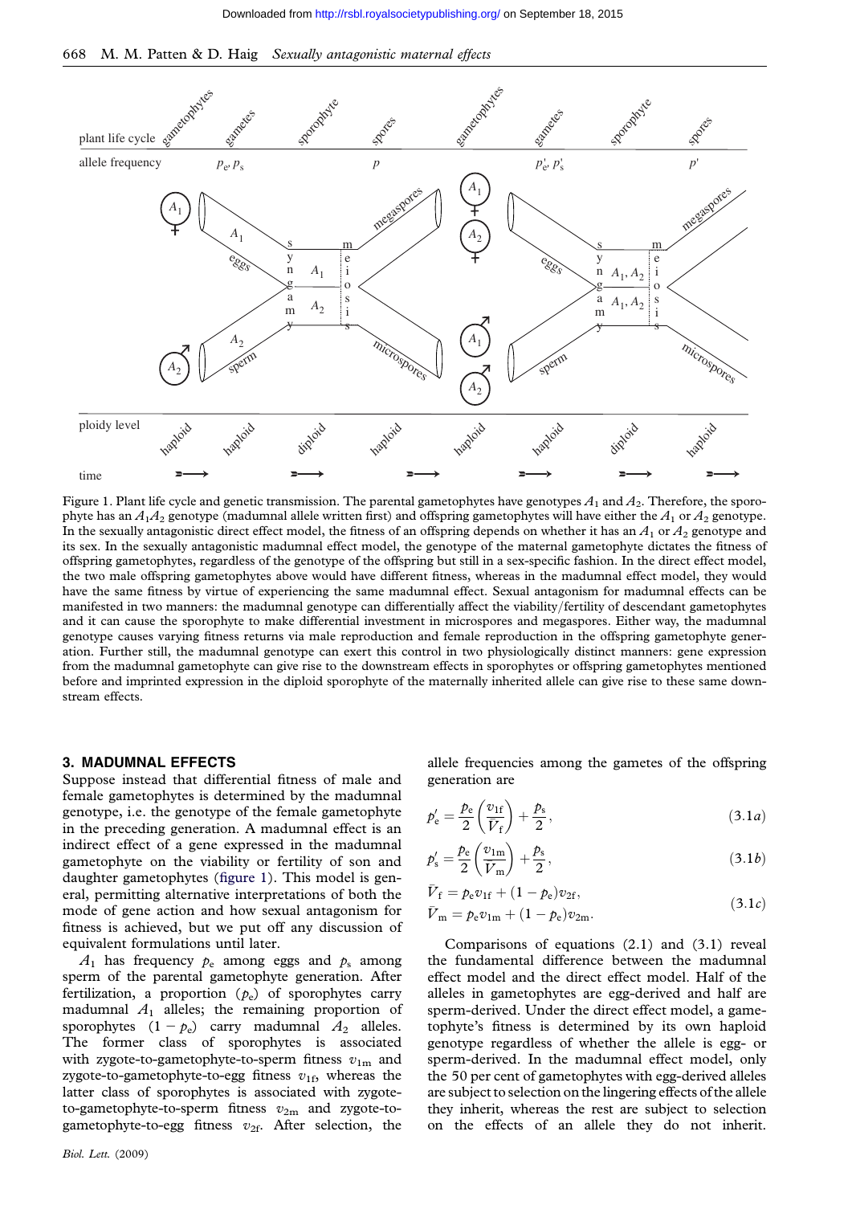Figure 1. Plant life cycle and genetic transmission. The parental gametophytes have genotypes $A_1$ and $A_2$. Therefore, the sporophyte has an $A_1A_2$ genotype (madumnal allele written first) and offspring gametophytes will have either the $A_1$ or $A_2$ genotype. In the sexually antagonistic direct effect model, the fitness of an offspring depends on whether it has an $A_1$ or $A_2$ genotype and its sex. In the sexually antagonistic madumnal effect model, the genotype of the maternal gametophyte dictates the fitness of offspring gametophytes, regardless of the genotype of the offspring but still in a sex-specific fashion. In the direct effect model, the two male offspring gametophytes above would have different fitness, whereas in the madumnal effect model, they would have the same fitness by virtue of experiencing the same madumnal effect. Sexual antagonism for madumnal effects can be manifested in two manners: the madumnal genotype can differentially affect the viability/fertility of descendant gametophytes and it can cause the sporophyte to make differential investment in microspores and megaspores. Either way, the madumnal genotype causes varying fitness returns via male reproduction and female reproduction in the offspring gametophyte generation. Further still, the madumnal genotype can exert this control in two physiologically distinct manners: gene expression from the madumnal gametophyte can give rise to the downstream effects in sporophytes or offspring gametophytes mentioned before and imprinted expression in the diploid sporophyte of the maternally inherited allele can give rise to these same downstream effects.

## 3. MADUMNAL EFFECTS

Suppose instead that differential fitness of male and female gametophytes is determined by the madumnal genotype, i.e. the genotype of the female gametophyte in the preceding generation. A madumnal effect is an indirect effect of a gene expressed in the madumnal gametophyte on the viability or fertility of son and daughter gametophytes (figure 1). This model is general, permitting alternative interpretations of both the mode of gene action and how sexual antagonism for fitness is achieved, but we put off any discussion of equivalent formulations until later.

$A_1$ has frequency $p_e$ among eggs and $p_s$ among sperm of the parental gametophyte generation. After fertilization, a proportion ($p_e$) of sporophytes carry madumnal $A_1$ alleles; the remaining proportion of sporophytes $(1-p_e)$ carry madumnal $A_2$ alleles. The former class of sporophytes is associated with zygote-to-gametophyte-to-sperm fitness $v_{1m}$ and zygote-to-gametophyte-to-egg fitness $v_{1f}$, whereas the latter class of sporophytes is associated with zygote-to-gametophyte-to-sperm fitness $v_{2m}$ and zygote-to-gametophyte-to-egg fitness $v_{2f}$. After selection, the allele frequencies among the gametes of the offspring generation are

$$p'_e = \frac{p_e}{2}\left(\frac{v_{1f}}{\bar{V}_f}\right) + \frac{p_s}{2}, \tag{3.1a}$$

$$p'_s = \frac{p_e}{2}\left(\frac{v_{1m}}{\bar{V}_m}\right) + \frac{p_s}{2}, \tag{3.1b}$$

$$\begin{aligned} \bar{V}_f &= p_e v_{1f} + (1-p_e)v_{2f}, \\ \bar{V}_m &= p_e v_{1m} + (1-p_e)v_{2m}. \end{aligned} \tag{3.1c}$$

Comparisons of equations (2.1) and (3.1) reveal the fundamental difference between the madumnal effect model and the direct effect model. Half of the alleles in gametophytes are egg-derived and half are sperm-derived. Under the direct effect model, a gametophyte's fitness is determined by its own haploid genotype regardless of whether the allele is egg- or sperm-derived. In the madumnal effect model, only the 50 per cent of gametophytes with egg-derived alleles are subject to selection on the lingering effects of the allele they inherit, whereas the rest are subject to selection on the effects of an allele they do not inherit.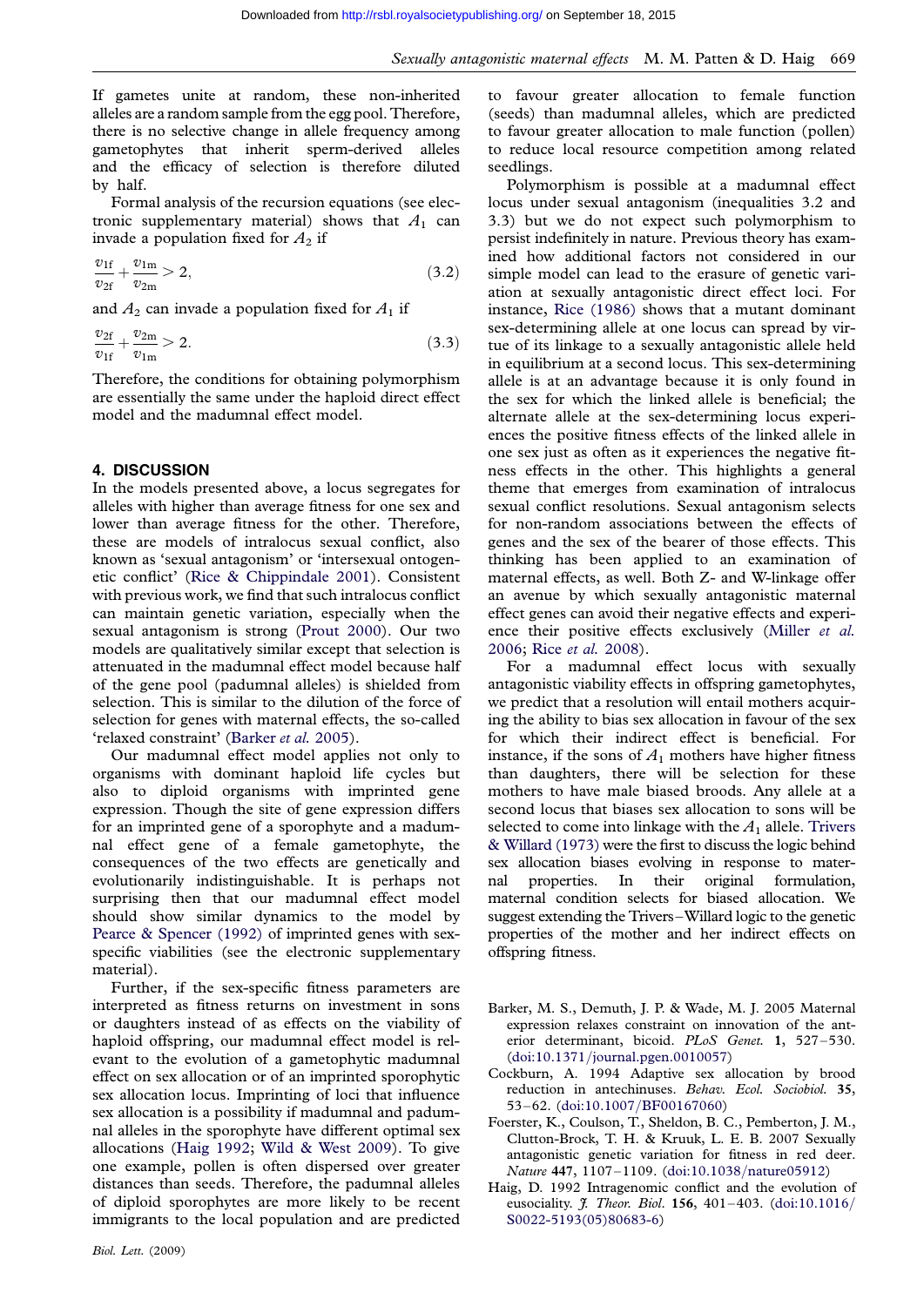If gametes unite at random, these non-inherited alleles are a random sample from the egg pool. Therefore, there is no selective change in allele frequency among gametophytes that inherit sperm-derived alleles and the efficacy of selection is therefore diluted by half.

Formal analysis of the recursion equations (see electronic supplementary material) shows that $A_1$ can invade a population fixed for $A_2$ if

$$\frac{v_{1f}}{v_{2f}} + \frac{v_{1m}}{v_{2m}} > 2, \tag{3.2}$$

and $A_2$ can invade a population fixed for $A_1$ if

$$\frac{v_{2f}}{v_{1f}} + \frac{v_{2m}}{v_{1m}} > 2. \tag{3.3}$$

Therefore, the conditions for obtaining polymorphism are essentially the same under the haploid direct effect model and the madumnal effect model.

## 4. DISCUSSION

In the models presented above, a locus segregates for alleles with higher than average fitness for one sex and lower than average fitness for the other. Therefore, these are models of intralocus sexual conflict, also known as 'sexual antagonism' or 'intersexual ontogenetic conflict' (Rice & Chippindale 2001). Consistent with previous work, we find that such intralocus conflict can maintain genetic variation, especially when the sexual antagonism is strong (Prout 2000). Our two models are qualitatively similar except that selection is attenuated in the madumnal effect model because half of the gene pool (padumnal alleles) is shielded from selection. This is similar to the dilution of the force of selection for genes with maternal effects, the so-called 'relaxed constraint' (Barker *et al.* 2005).

Our madumnal effect model applies not only to organisms with dominant haploid life cycles but also to diploid organisms with imprinted gene expression. Though the site of gene expression differs for an imprinted gene of a sporophyte and a madumnal effect gene of a female gametophyte, the consequences of the two effects are genetically and evolutionarily indistinguishable. It is perhaps not surprising then that our madumnal effect model should show similar dynamics to the model by Pearce & Spencer (1992) of imprinted genes with sex-specific viabilities (see the electronic supplementary material).

Further, if the sex-specific fitness parameters are interpreted as fitness returns on investment in sons or daughters instead of as effects on the viability of haploid offspring, our madumnal effect model is relevant to the evolution of a gametophytic madumnal effect on sex allocation or of an imprinted sporophytic sex allocation locus. Imprinting of loci that influence sex allocation is a possibility if madumnal and padumnal alleles in the sporophyte have different optimal sex allocations (Haig 1992; Wild & West 2009). To give one example, pollen is often dispersed over greater distances than seeds. Therefore, the padumnal alleles of diploid sporophytes are more likely to be recent immigrants to the local population and are predicted to favour greater allocation to female function (seeds) than madumnal alleles, which are predicted to favour greater allocation to male function (pollen) to reduce local resource competition among related seedlings.

Polymorphism is possible at a madumnal effect locus under sexual antagonism (inequalities 3.2 and 3.3) but we do not expect such polymorphism to persist indefinitely in nature. Previous theory has examined how additional factors not considered in our simple model can lead to the erasure of genetic variation at sexually antagonistic direct effect loci. For instance, Rice (1986) shows that a mutant dominant sex-determining allele at one locus can spread by virtue of its linkage to a sexually antagonistic allele held in equilibrium at a second locus. This sex-determining allele is at an advantage because it is only found in the sex for which the linked allele is beneficial; the alternate allele at the sex-determining locus experiences the positive fitness effects of the linked allele in one sex just as often as it experiences the negative fitness effects in the other. This highlights a general theme that emerges from examination of intralocus sexual conflict resolutions. Sexual antagonism selects for non-random associations between the effects of genes and the sex of the bearer of those effects. This thinking has been applied to an examination of maternal effects, as well. Both Z- and W-linkage offer an avenue by which sexually antagonistic maternal effect genes can avoid their negative effects and experience their positive effects exclusively (Miller *et al.* 2006; Rice *et al.* 2008).

For a madumnal effect locus with sexually antagonistic viability effects in offspring gametophytes, we predict that a resolution will entail mothers acquiring the ability to bias sex allocation in favour of the sex for which their indirect effect is beneficial. For instance, if the sons of $A_1$ mothers have higher fitness than daughters, there will be selection for these mothers to have male biased broods. Any allele at a second locus that biases sex allocation to sons will be selected to come into linkage with the $A_1$ allele. Trivers & Willard (1973) were the first to discuss the logic behind sex allocation biases evolving in response to maternal properties. In their original formulation, maternal condition selects for biased allocation. We suggest extending the Trivers–Willard logic to the genetic properties of the mother and her indirect effects on offspring fitness.

Barker, M. S., Demuth, J. P. & Wade, M. J. 2005 Maternal expression relaxes constraint on innovation of the anterior determinant, bicoid. *PLoS Genet.* **1**, 527–530. (doi:10.1371/journal.pgen.0010057)

Cockburn, A. 1994 Adaptive sex allocation by brood reduction in antechinuses. *Behav. Ecol. Sociobiol.* **35**, 53–62. (doi:10.1007/BF00167060)

Foerster, K., Coulson, T., Sheldon, B. C., Pemberton, J. M., Clutton-Brock, T. H. & Kruuk, L. E. B. 2007 Sexually antagonistic genetic variation for fitness in red deer. *Nature* **447**, 1107–1109. (doi:10.1038/nature05912)

Haig, D. 1992 Intragenomic conflict and the evolution of eusociality. *J. Theor. Biol.* **156**, 401–403. (doi:10.1016/S0022-5193(05)80683-6)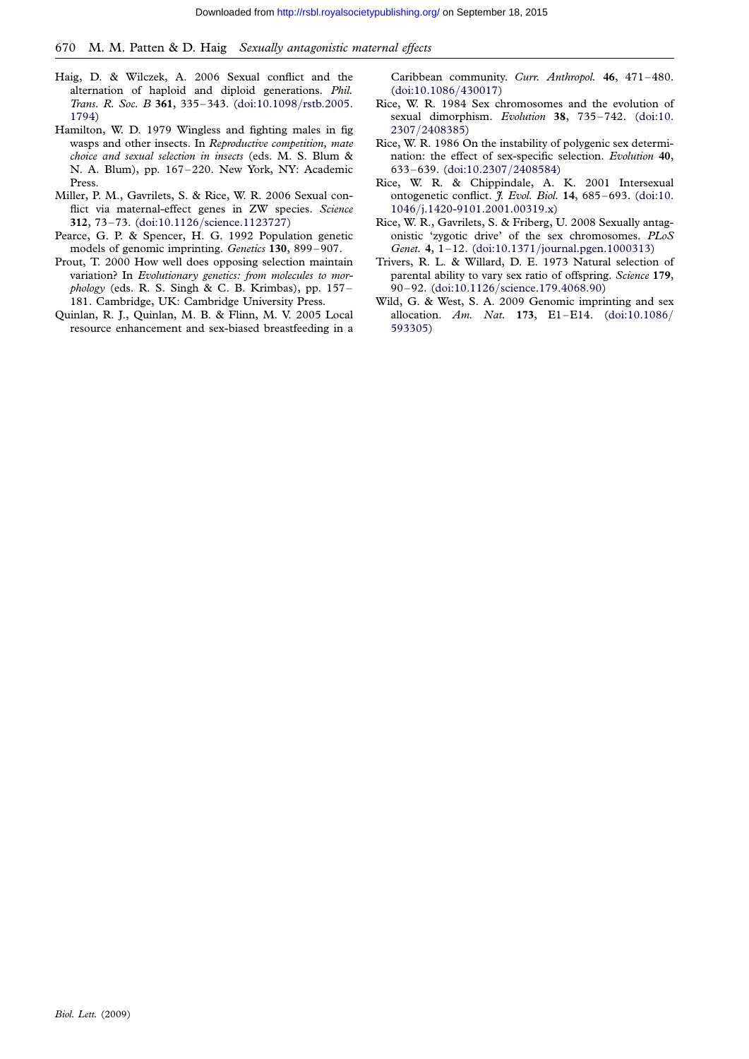Haig, D. & Wilczek, A. 2006 Sexual conflict and the alternation of haploid and diploid generations. *Phil. Trans. R. Soc. B* **361**, 335–343. (doi:10.1098/rstb.2005.1794)

Hamilton, W. D. 1979 Wingless and fighting males in fig wasps and other insects. In *Reproductive competition, mate choice and sexual selection in insects* (eds. M. S. Blum & N. A. Blum), pp. 167–220. New York, NY: Academic Press.

Miller, P. M., Gavrilets, S. & Rice, W. R. 2006 Sexual conflict via maternal-effect genes in ZW species. *Science* **312**, 73–73. (doi:10.1126/science.1123727)

Pearce, G. P. & Spencer, H. G. 1992 Population genetic models of genomic imprinting. *Genetics* **130**, 899–907.

Prout, T. 2000 How well does opposing selection maintain variation? In *Evolutionary genetics: from molecules to morphology* (eds. R. S. Singh & C. B. Krimbas), pp. 157–181. Cambridge, UK: Cambridge University Press.

Quinlan, R. J., Quinlan, M. B. & Flinn, M. V. 2005 Local resource enhancement and sex-biased breastfeeding in a Caribbean community. *Curr. Anthropol.* **46**, 471–480. (doi:10.1086/430017)

Rice, W. R. 1984 Sex chromosomes and the evolution of sexual dimorphism. *Evolution* **38**, 735–742. (doi:10.2307/2408385)

Rice, W. R. 1986 On the instability of polygenic sex determination: the effect of sex-specific selection. *Evolution* **40**, 633–639. (doi:10.2307/2408584)

Rice, W. R. & Chippindale, A. K. 2001 Intersexual ontogenetic conflict. *J. Evol. Biol.* **14**, 685–693. (doi:10.1046/j.1420-9101.2001.00319.x)

Rice, W. R., Gavrilets, S. & Friberg, U. 2008 Sexually antagonistic 'zygotic drive' of the sex chromosomes. *PLoS Genet.* **4**, 1–12. (doi:10.1371/journal.pgen.1000313)

Trivers, R. L. & Willard, D. E. 1973 Natural selection of parental ability to vary sex ratio of offspring. *Science* **179**, 90–92. (doi:10.1126/science.179.4068.90)

Wild, G. & West, S. A. 2009 Genomic imprinting and sex allocation. *Am. Nat.* **173**, E1–E14. (doi:10.1086/593305)